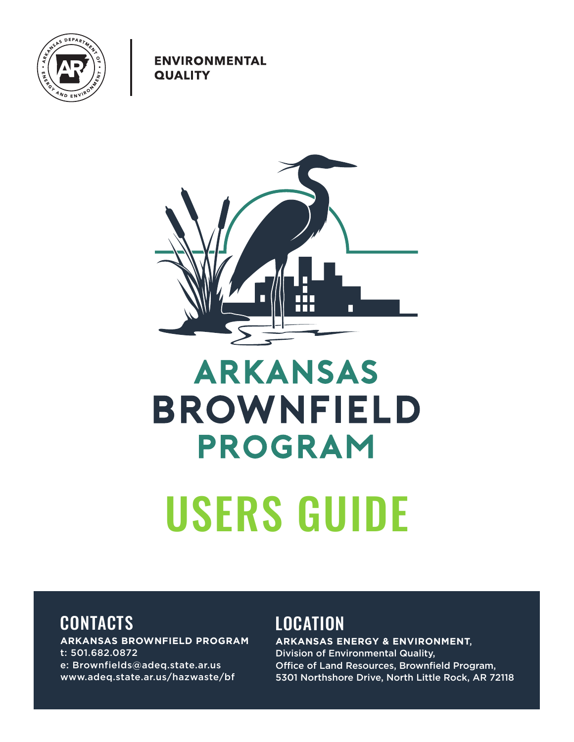ENVIRONMENTAL QUALITY

# ARKANSAS BROWNFIELD PROGRAM

# USERS GUIDE

## CONTACTS

**ARKANSAS BROWNFIELD PROGRAM**
t: 501.682.0872
e: Brownfields@adeq.state.ar.us
www.adeq.state.ar.us/hazwaste/bf

## LOCATION

**ARKANSAS ENERGY & ENVIRONMENT,**
Division of Environmental Quality,
Office of Land Resources, Brownfield Program,
5301 Northshore Drive, North Little Rock, AR 72118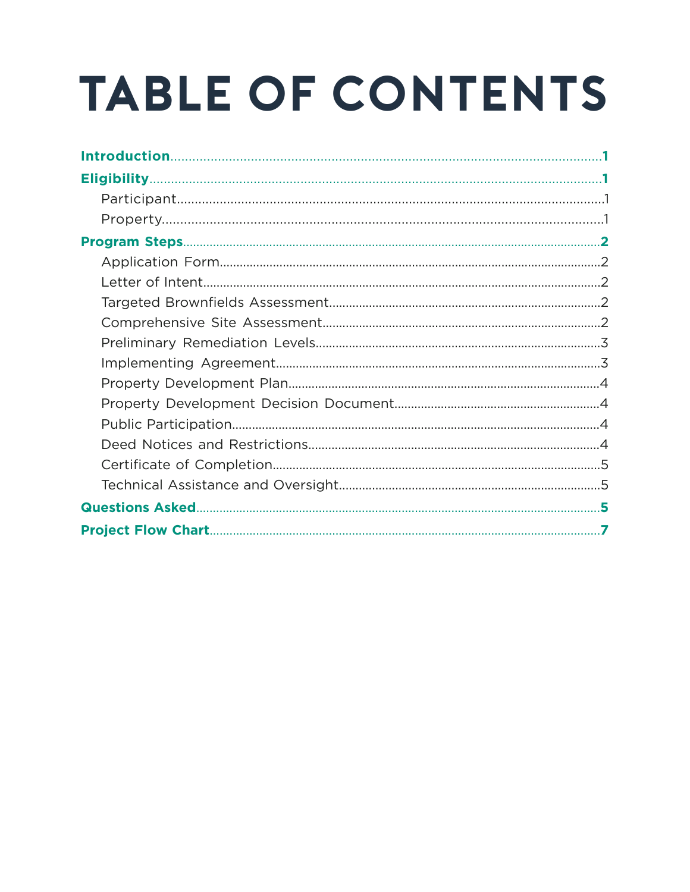# TABLE OF CONTENTS

**Introduction** ........................................ **1**

**Eligibility** ........................................ **1**

- Participant ........................................ 1
- Property ........................................ 1

**Program Steps** ........................................ **2**

- Application Form ........................................ 2
- Letter of Intent ........................................ 2
- Targeted Brownfields Assessment ........................................ 2
- Comprehensive Site Assessment ........................................ 2
- Preliminary Remediation Levels ........................................ 3
- Implementing Agreement ........................................ 3
- Property Development Plan ........................................ 4
- Property Development Decision Document ........................................ 4
- Public Participation ........................................ 4
- Deed Notices and Restrictions ........................................ 4
- Certificate of Completion ........................................ 5
- Technical Assistance and Oversight ........................................ 5

**Questions Asked** ........................................ **5**

**Project Flow Chart** ........................................ **7**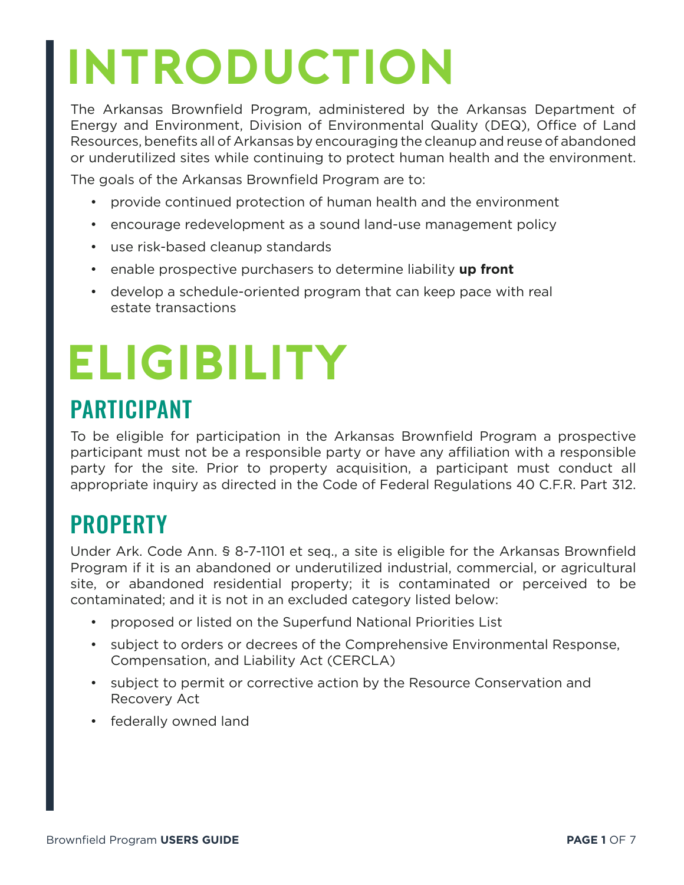# INTRODUCTION

The Arkansas Brownfield Program, administered by the Arkansas Department of Energy and Environment, Division of Environmental Quality (DEQ), Office of Land Resources, benefits all of Arkansas by encouraging the cleanup and reuse of abandoned or underutilized sites while continuing to protect human health and the environment.

The goals of the Arkansas Brownfield Program are to:

- provide continued protection of human health and the environment
- encourage redevelopment as a sound land-use management policy
- use risk-based cleanup standards
- enable prospective purchasers to determine liability **up front**
- develop a schedule-oriented program that can keep pace with real estate transactions

# ELIGIBILITY

## PARTICIPANT

To be eligible for participation in the Arkansas Brownfield Program a prospective participant must not be a responsible party or have any affiliation with a responsible party for the site. Prior to property acquisition, a participant must conduct all appropriate inquiry as directed in the Code of Federal Regulations 40 C.F.R. Part 312.

## PROPERTY

Under Ark. Code Ann. § 8-7-1101 et seq., a site is eligible for the Arkansas Brownfield Program if it is an abandoned or underutilized industrial, commercial, or agricultural site, or abandoned residential property; it is contaminated or perceived to be contaminated; and it is not in an excluded category listed below:

- proposed or listed on the Superfund National Priorities List
- subject to orders or decrees of the Comprehensive Environmental Response, Compensation, and Liability Act (CERCLA)
- subject to permit or corrective action by the Resource Conservation and Recovery Act
- federally owned land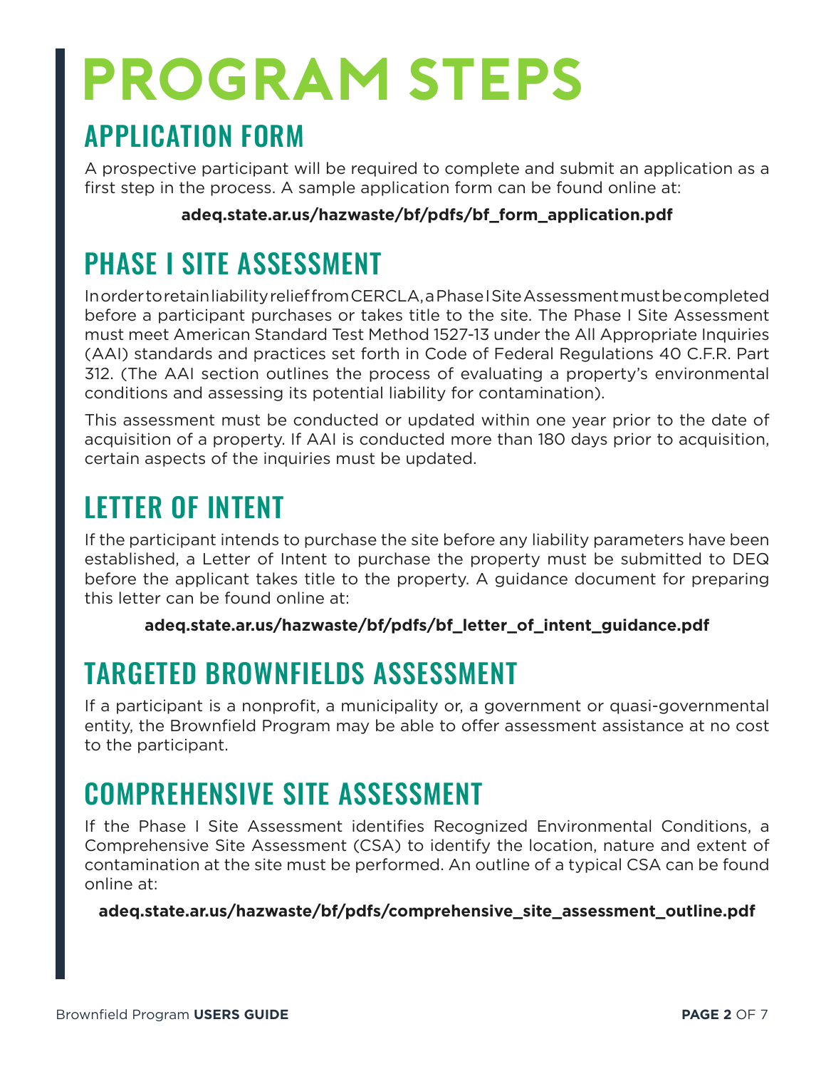# PROGRAM STEPS

## APPLICATION FORM

A prospective participant will be required to complete and submit an application as a first step in the process. A sample application form can be found online at:

**adeq.state.ar.us/hazwaste/bf/pdfs/bf_form_application.pdf**

## PHASE I SITE ASSESSMENT

In order to retain liability relief from CERCLA, a Phase I Site Assessment must be completed before a participant purchases or takes title to the site. The Phase I Site Assessment must meet American Standard Test Method 1527-13 under the All Appropriate Inquiries (AAI) standards and practices set forth in Code of Federal Regulations 40 C.F.R. Part 312. (The AAI section outlines the process of evaluating a property's environmental conditions and assessing its potential liability for contamination).

This assessment must be conducted or updated within one year prior to the date of acquisition of a property. If AAI is conducted more than 180 days prior to acquisition, certain aspects of the inquiries must be updated.

## LETTER OF INTENT

If the participant intends to purchase the site before any liability parameters have been established, a Letter of Intent to purchase the property must be submitted to DEQ before the applicant takes title to the property. A guidance document for preparing this letter can be found online at:

**adeq.state.ar.us/hazwaste/bf/pdfs/bf_letter_of_intent_guidance.pdf**

## TARGETED BROWNFIELDS ASSESSMENT

If a participant is a nonprofit, a municipality or, a government or quasi-governmental entity, the Brownfield Program may be able to offer assessment assistance at no cost to the participant.

## COMPREHENSIVE SITE ASSESSMENT

If the Phase I Site Assessment identifies Recognized Environmental Conditions, a Comprehensive Site Assessment (CSA) to identify the location, nature and extent of contamination at the site must be performed. An outline of a typical CSA can be found online at:

**adeq.state.ar.us/hazwaste/bf/pdfs/comprehensive_site_assessment_outline.pdf**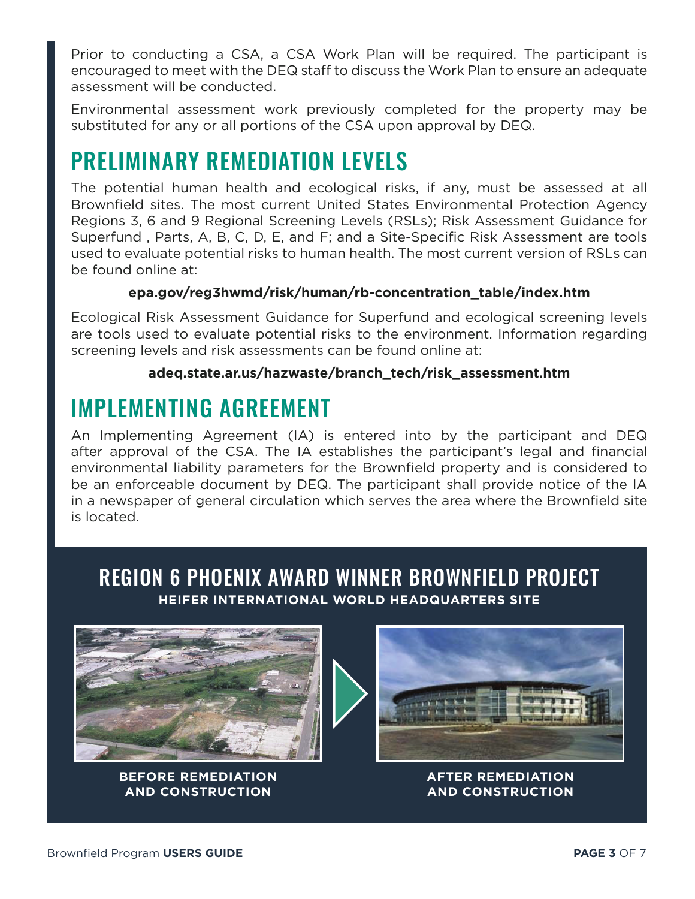Prior to conducting a CSA, a CSA Work Plan will be required. The participant is encouraged to meet with the DEQ staff to discuss the Work Plan to ensure an adequate assessment will be conducted.

Environmental assessment work previously completed for the property may be substituted for any or all portions of the CSA upon approval by DEQ.

## PRELIMINARY REMEDIATION LEVELS

The potential human health and ecological risks, if any, must be assessed at all Brownfield sites. The most current United States Environmental Protection Agency Regions 3, 6 and 9 Regional Screening Levels (RSLs); Risk Assessment Guidance for Superfund , Parts, A, B, C, D, E, and F; and a Site-Specific Risk Assessment are tools used to evaluate potential risks to human health. The most current version of RSLs can be found online at:

**epa.gov/reg3hwmd/risk/human/rb-concentration_table/index.htm**

Ecological Risk Assessment Guidance for Superfund and ecological screening levels are tools used to evaluate potential risks to the environment. Information regarding screening levels and risk assessments can be found online at:

**adeq.state.ar.us/hazwaste/branch_tech/risk_assessment.htm**

## IMPLEMENTING AGREEMENT

An Implementing Agreement (IA) is entered into by the participant and DEQ after approval of the CSA. The IA establishes the participant's legal and financial environmental liability parameters for the Brownfield property and is considered to be an enforceable document by DEQ. The participant shall provide notice of the IA in a newspaper of general circulation which serves the area where the Brownfield site is located.

## REGION 6 PHOENIX AWARD WINNER BROWNFIELD PROJECT

**HEIFER INTERNATIONAL WORLD HEADQUARTERS SITE**

**BEFORE REMEDIATION AND CONSTRUCTION**

**AFTER REMEDIATION AND CONSTRUCTION**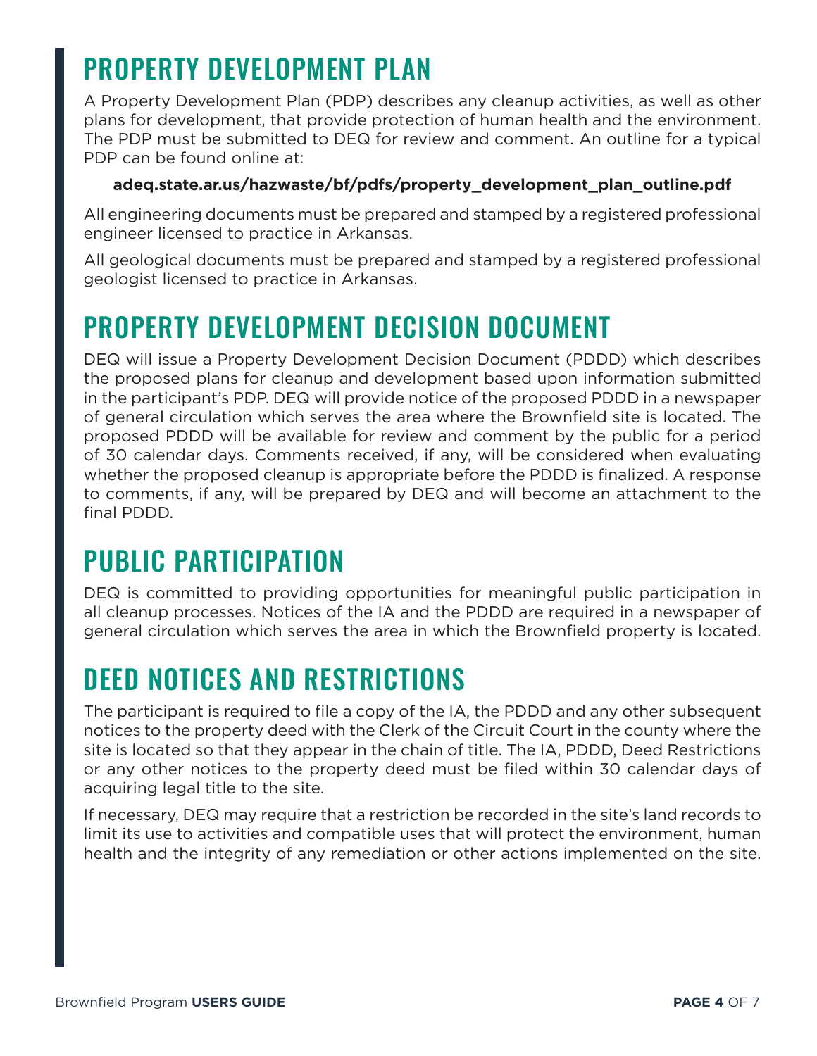# PROPERTY DEVELOPMENT PLAN

A Property Development Plan (PDP) describes any cleanup activities, as well as other plans for development, that provide protection of human health and the environment. The PDP must be submitted to DEQ for review and comment. An outline for a typical PDP can be found online at:

**adeq.state.ar.us/hazwaste/bf/pdfs/property_development_plan_outline.pdf**

All engineering documents must be prepared and stamped by a registered professional engineer licensed to practice in Arkansas.

All geological documents must be prepared and stamped by a registered professional geologist licensed to practice in Arkansas.

# PROPERTY DEVELOPMENT DECISION DOCUMENT

DEQ will issue a Property Development Decision Document (PDDD) which describes the proposed plans for cleanup and development based upon information submitted in the participant's PDP. DEQ will provide notice of the proposed PDDD in a newspaper of general circulation which serves the area where the Brownfield site is located. The proposed PDDD will be available for review and comment by the public for a period of 30 calendar days. Comments received, if any, will be considered when evaluating whether the proposed cleanup is appropriate before the PDDD is finalized. A response to comments, if any, will be prepared by DEQ and will become an attachment to the final PDDD.

# PUBLIC PARTICIPATION

DEQ is committed to providing opportunities for meaningful public participation in all cleanup processes. Notices of the IA and the PDDD are required in a newspaper of general circulation which serves the area in which the Brownfield property is located.

# DEED NOTICES AND RESTRICTIONS

The participant is required to file a copy of the IA, the PDDD and any other subsequent notices to the property deed with the Clerk of the Circuit Court in the county where the site is located so that they appear in the chain of title. The IA, PDDD, Deed Restrictions or any other notices to the property deed must be filed within 30 calendar days of acquiring legal title to the site.

If necessary, DEQ may require that a restriction be recorded in the site's land records to limit its use to activities and compatible uses that will protect the environment, human health and the integrity of any remediation or other actions implemented on the site.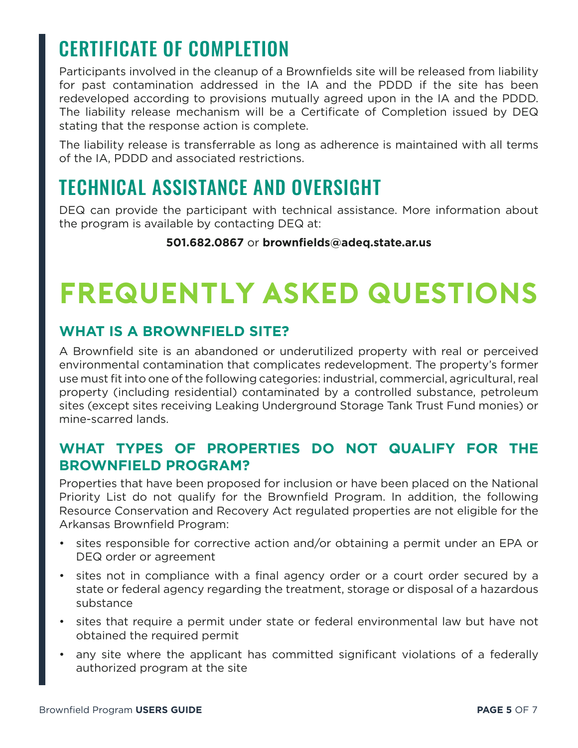## CERTIFICATE OF COMPLETION

Participants involved in the cleanup of a Brownfields site will be released from liability for past contamination addressed in the IA and the PDDD if the site has been redeveloped according to provisions mutually agreed upon in the IA and the PDDD. The liability release mechanism will be a Certificate of Completion issued by DEQ stating that the response action is complete.

The liability release is transferrable as long as adherence is maintained with all terms of the IA, PDDD and associated restrictions.

## TECHNICAL ASSISTANCE AND OVERSIGHT

DEQ can provide the participant with technical assistance. More information about the program is available by contacting DEQ at:

**501.682.0867** or **brownfields@adeq.state.ar.us**

# FREQUENTLY ASKED QUESTIONS

### WHAT IS A BROWNFIELD SITE?

A Brownfield site is an abandoned or underutilized property with real or perceived environmental contamination that complicates redevelopment. The property's former use must fit into one of the following categories: industrial, commercial, agricultural, real property (including residential) contaminated by a controlled substance, petroleum sites (except sites receiving Leaking Underground Storage Tank Trust Fund monies) or mine-scarred lands.

### WHAT TYPES OF PROPERTIES DO NOT QUALIFY FOR THE BROWNFIELD PROGRAM?

Properties that have been proposed for inclusion or have been placed on the National Priority List do not qualify for the Brownfield Program. In addition, the following Resource Conservation and Recovery Act regulated properties are not eligible for the Arkansas Brownfield Program:

- sites responsible for corrective action and/or obtaining a permit under an EPA or DEQ order or agreement
- sites not in compliance with a final agency order or a court order secured by a state or federal agency regarding the treatment, storage or disposal of a hazardous substance
- sites that require a permit under state or federal environmental law but have not obtained the required permit
- any site where the applicant has committed significant violations of a federally authorized program at the site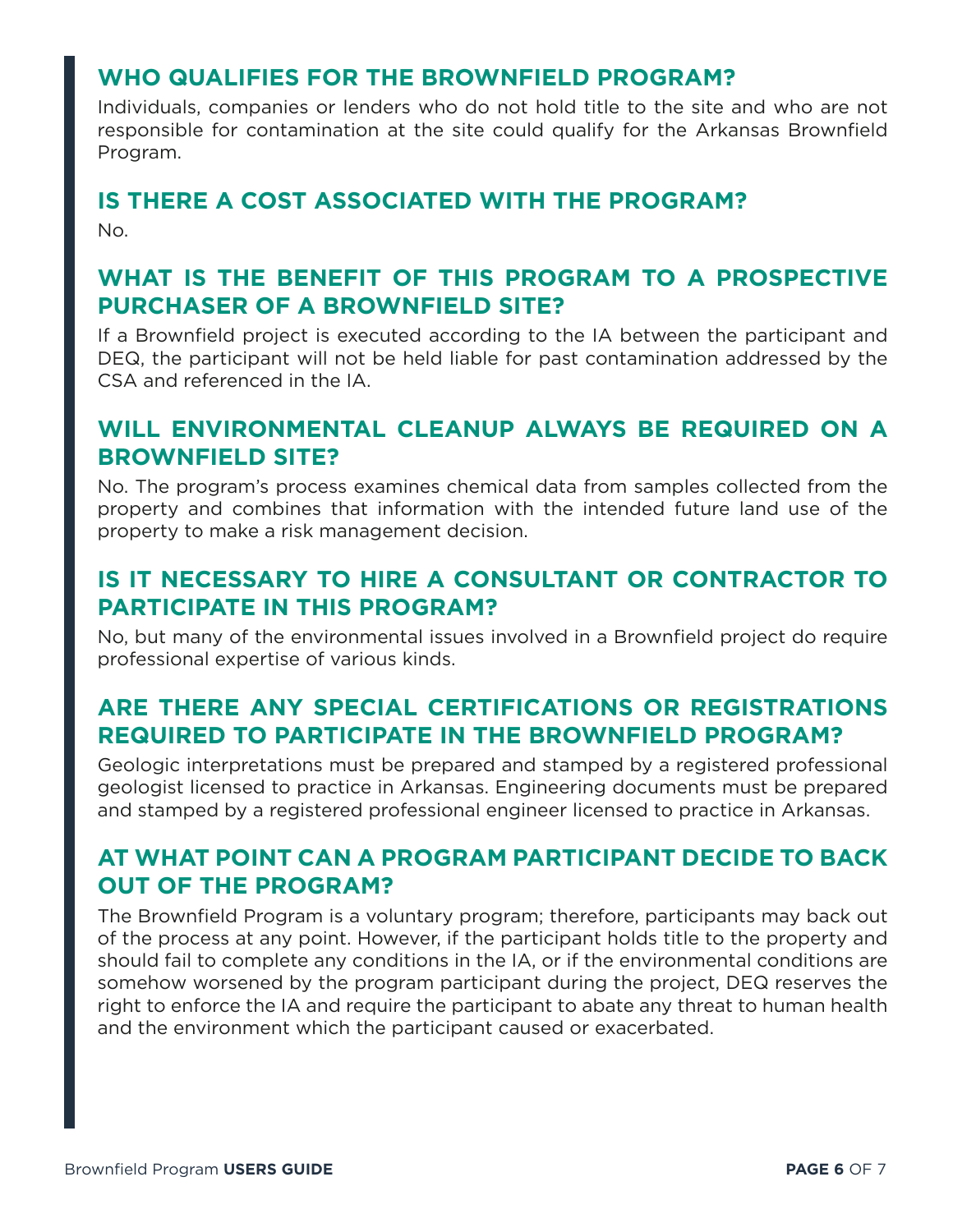## WHO QUALIFIES FOR THE BROWNFIELD PROGRAM?

Individuals, companies or lenders who do not hold title to the site and who are not responsible for contamination at the site could qualify for the Arkansas Brownfield Program.

## IS THERE A COST ASSOCIATED WITH THE PROGRAM?

No.

## WHAT IS THE BENEFIT OF THIS PROGRAM TO A PROSPECTIVE PURCHASER OF A BROWNFIELD SITE?

If a Brownfield project is executed according to the IA between the participant and DEQ, the participant will not be held liable for past contamination addressed by the CSA and referenced in the IA.

## WILL ENVIRONMENTAL CLEANUP ALWAYS BE REQUIRED ON A BROWNFIELD SITE?

No. The program's process examines chemical data from samples collected from the property and combines that information with the intended future land use of the property to make a risk management decision.

## IS IT NECESSARY TO HIRE A CONSULTANT OR CONTRACTOR TO PARTICIPATE IN THIS PROGRAM?

No, but many of the environmental issues involved in a Brownfield project do require professional expertise of various kinds.

## ARE THERE ANY SPECIAL CERTIFICATIONS OR REGISTRATIONS REQUIRED TO PARTICIPATE IN THE BROWNFIELD PROGRAM?

Geologic interpretations must be prepared and stamped by a registered professional geologist licensed to practice in Arkansas. Engineering documents must be prepared and stamped by a registered professional engineer licensed to practice in Arkansas.

## AT WHAT POINT CAN A PROGRAM PARTICIPANT DECIDE TO BACK OUT OF THE PROGRAM?

The Brownfield Program is a voluntary program; therefore, participants may back out of the process at any point. However, if the participant holds title to the property and should fail to complete any conditions in the IA, or if the environmental conditions are somehow worsened by the program participant during the project, DEQ reserves the right to enforce the IA and require the participant to abate any threat to human health and the environment which the participant caused or exacerbated.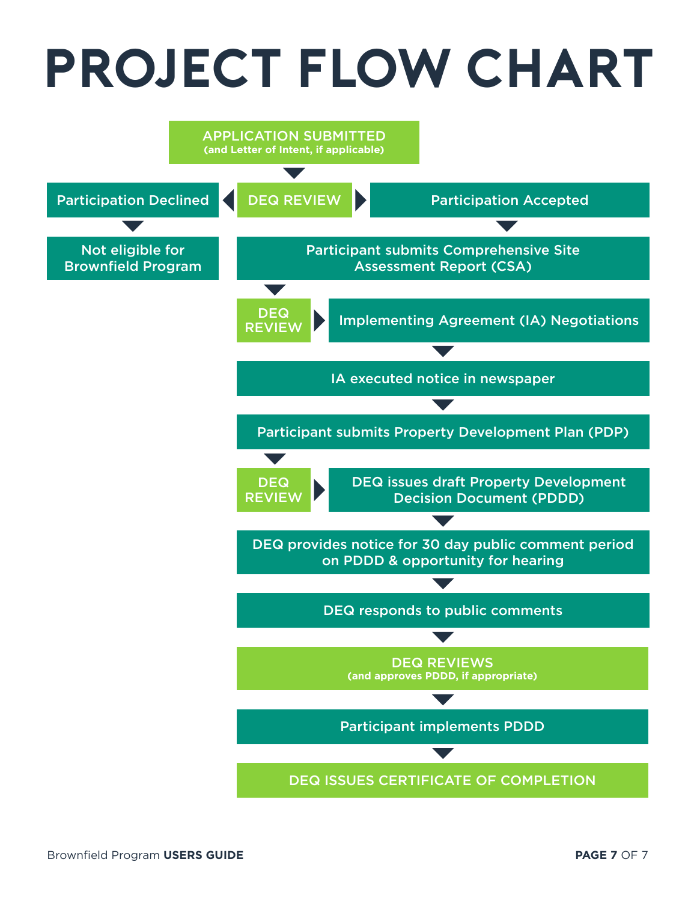# PROJECT FLOW CHART

APPLICATION SUBMITTED
(and Letter of Intent, if applicable)

DEQ REVIEW

Participation Declined

Not eligible for Brownfield Program

Participation Accepted

Participant submits Comprehensive Site Assessment Report (CSA)

DEQ REVIEW

Implementing Agreement (IA) Negotiations

IA executed notice in newspaper

Participant submits Property Development Plan (PDP)

DEQ REVIEW

DEQ issues draft Property Development Decision Document (PDDD)

DEQ provides notice for 30 day public comment period on PDDD & opportunity for hearing

DEQ responds to public comments

DEQ REVIEWS
(and approves PDDD, if appropriate)

Participant implements PDDD

DEQ ISSUES CERTIFICATE OF COMPLETION